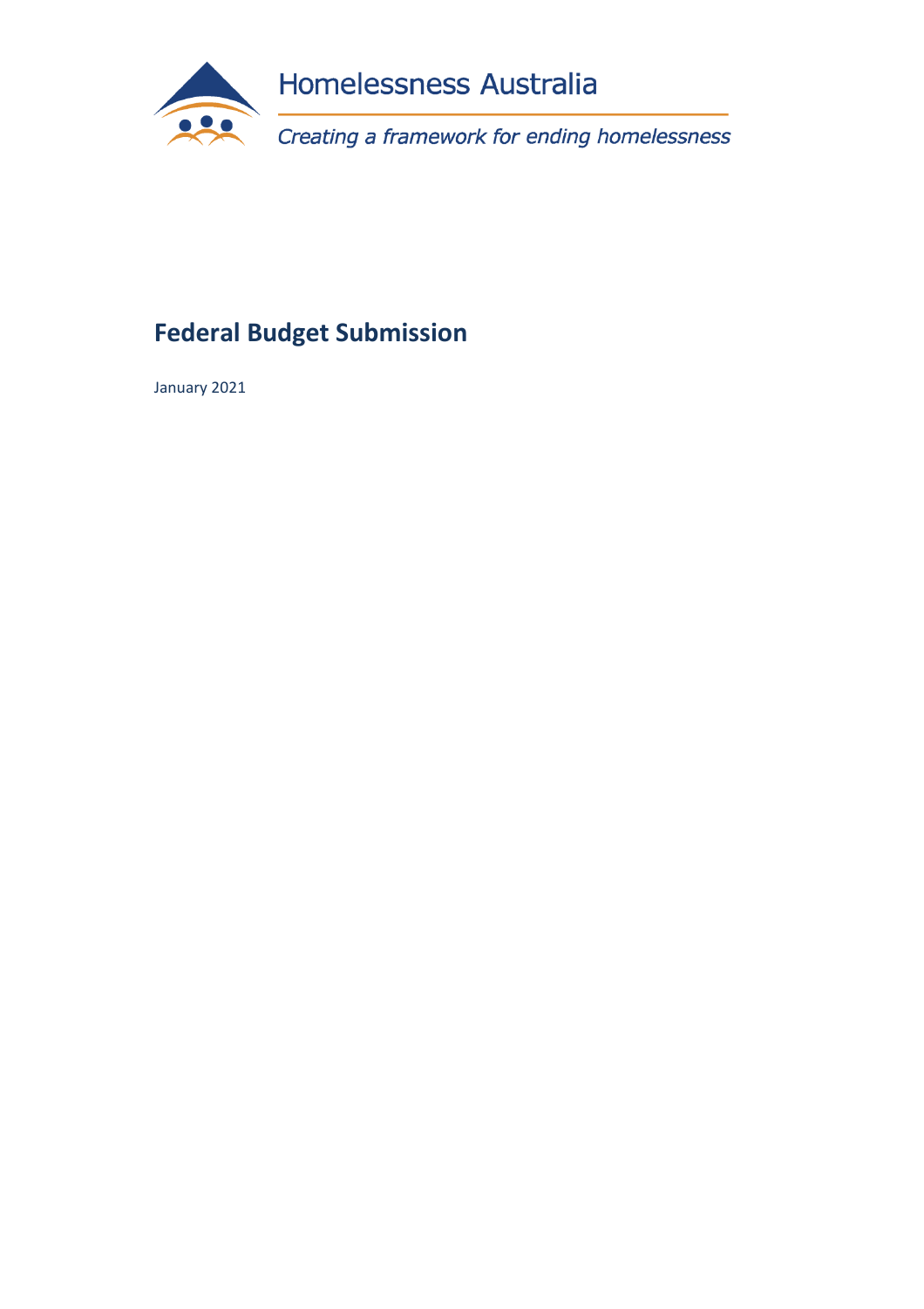Homelessness Australia

*Creating a framework for ending homelessness*

# Federal Budget Submission

January 2021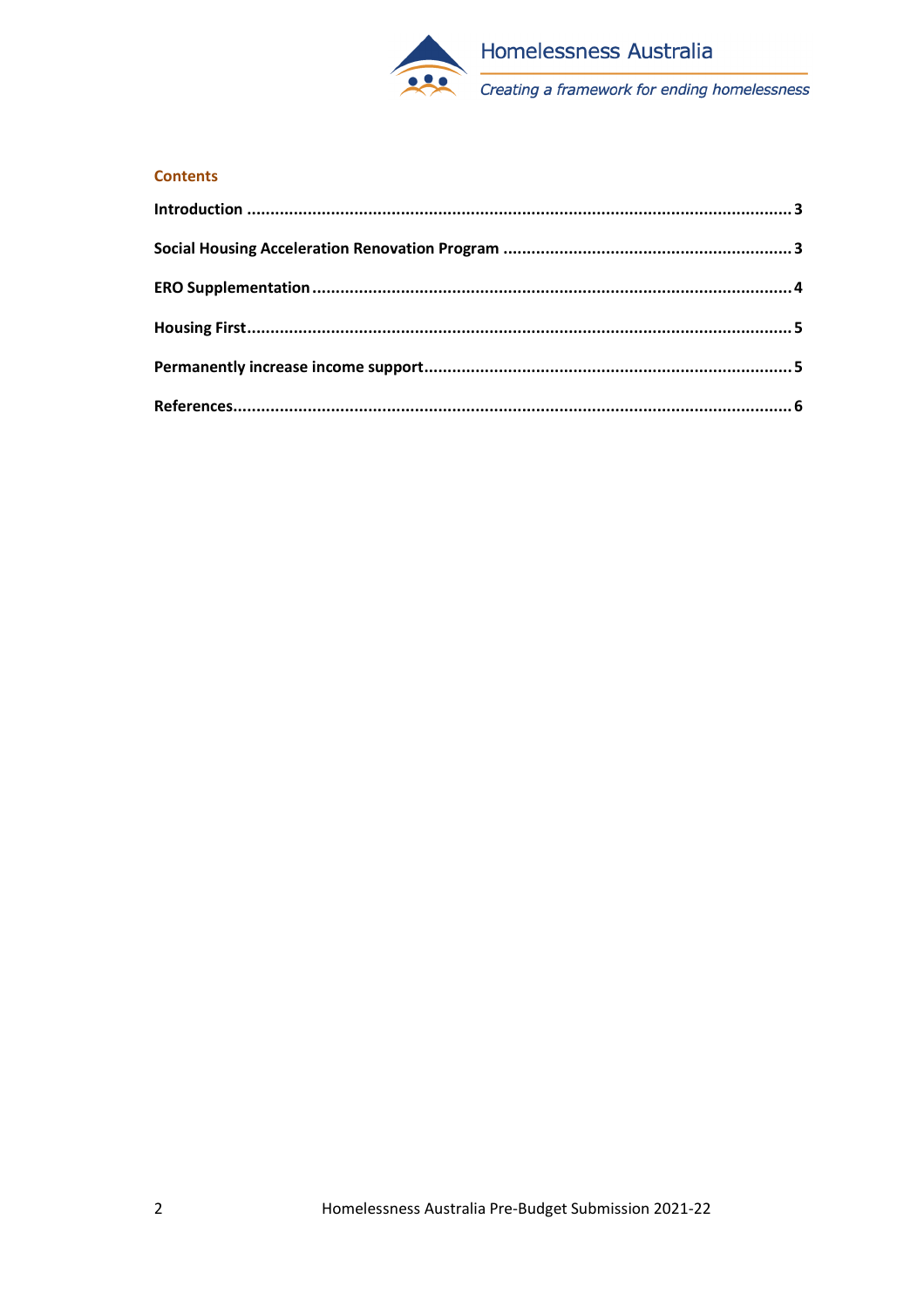## Contents

**Introduction** .................................................................................................................. **3**

**Social Housing Acceleration Renovation Program** ............................................................ **3**

**ERO Supplementation** ..................................................................................................... **4**

**Housing First** .................................................................................................................. **5**

**Permanently increase income support** ............................................................................ **5**

**References** ...................................................................................................................... **6**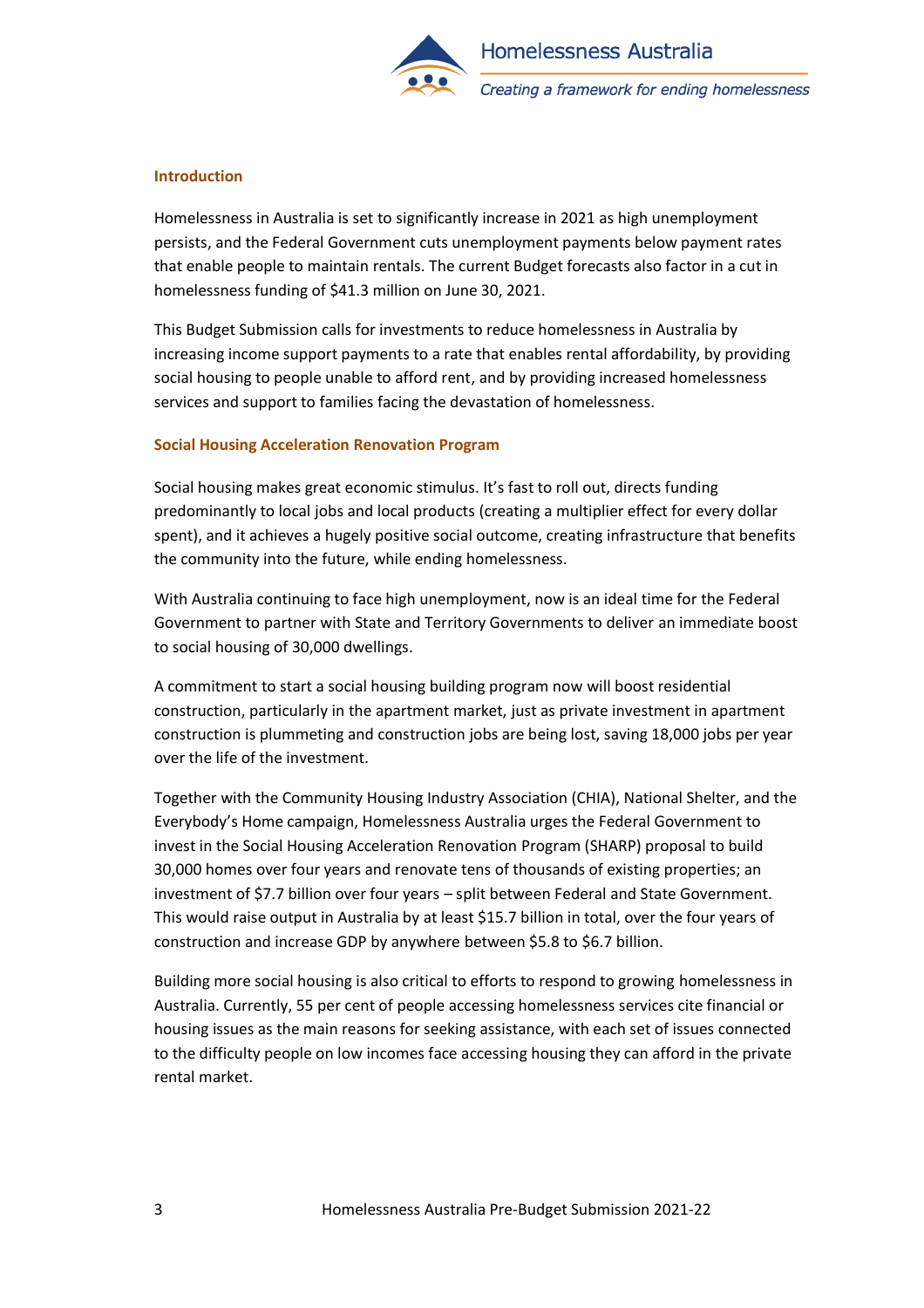## Introduction

Homelessness in Australia is set to significantly increase in 2021 as high unemployment persists, and the Federal Government cuts unemployment payments below payment rates that enable people to maintain rentals. The current Budget forecasts also factor in a cut in homelessness funding of $41.3 million on June 30, 2021.

This Budget Submission calls for investments to reduce homelessness in Australia by increasing income support payments to a rate that enables rental affordability, by providing social housing to people unable to afford rent, and by providing increased homelessness services and support to families facing the devastation of homelessness.

## Social Housing Acceleration Renovation Program

Social housing makes great economic stimulus. It's fast to roll out, directs funding predominantly to local jobs and local products (creating a multiplier effect for every dollar spent), and it achieves a hugely positive social outcome, creating infrastructure that benefits the community into the future, while ending homelessness.

With Australia continuing to face high unemployment, now is an ideal time for the Federal Government to partner with State and Territory Governments to deliver an immediate boost to social housing of 30,000 dwellings.

A commitment to start a social housing building program now will boost residential construction, particularly in the apartment market, just as private investment in apartment construction is plummeting and construction jobs are being lost, saving 18,000 jobs per year over the life of the investment.

Together with the Community Housing Industry Association (CHIA), National Shelter, and the Everybody's Home campaign, Homelessness Australia urges the Federal Government to invest in the Social Housing Acceleration Renovation Program (SHARP) proposal to build 30,000 homes over four years and renovate tens of thousands of existing properties; an investment of $7.7 billion over four years – split between Federal and State Government. This would raise output in Australia by at least $15.7 billion in total, over the four years of construction and increase GDP by anywhere between $5.8 to $6.7 billion.

Building more social housing is also critical to efforts to respond to growing homelessness in Australia. Currently, 55 per cent of people accessing homelessness services cite financial or housing issues as the main reasons for seeking assistance, with each set of issues connected to the difficulty people on low incomes face accessing housing they can afford in the private rental market.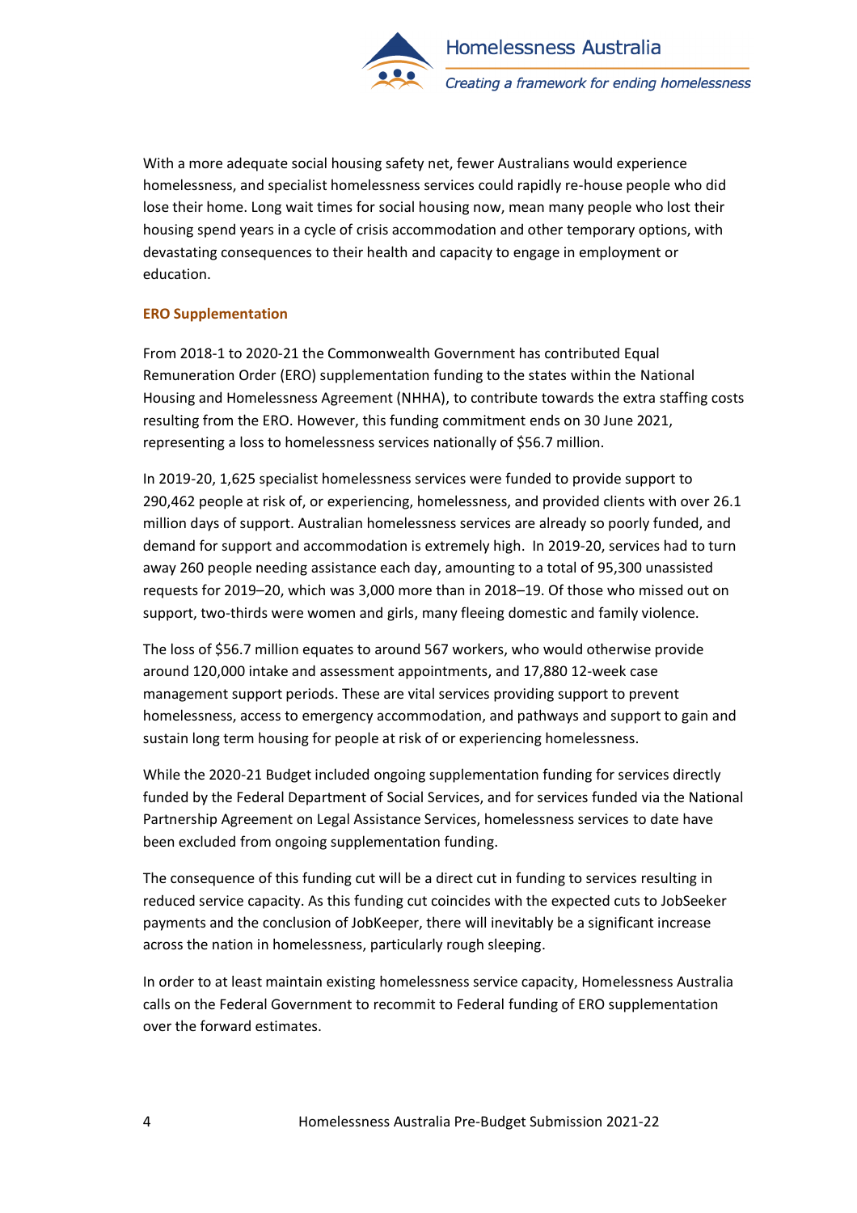With a more adequate social housing safety net, fewer Australians would experience homelessness, and specialist homelessness services could rapidly re-house people who did lose their home. Long wait times for social housing now, mean many people who lost their housing spend years in a cycle of crisis accommodation and other temporary options, with devastating consequences to their health and capacity to engage in employment or education.

### ERO Supplementation

From 2018-1 to 2020-21 the Commonwealth Government has contributed Equal Remuneration Order (ERO) supplementation funding to the states within the National Housing and Homelessness Agreement (NHHA), to contribute towards the extra staffing costs resulting from the ERO. However, this funding commitment ends on 30 June 2021, representing a loss to homelessness services nationally of $56.7 million.

In 2019-20, 1,625 specialist homelessness services were funded to provide support to 290,462 people at risk of, or experiencing, homelessness, and provided clients with over 26.1 million days of support. Australian homelessness services are already so poorly funded, and demand for support and accommodation is extremely high. In 2019-20, services had to turn away 260 people needing assistance each day, amounting to a total of 95,300 unassisted requests for 2019–20, which was 3,000 more than in 2018–19. Of those who missed out on support, two-thirds were women and girls, many fleeing domestic and family violence.

The loss of $56.7 million equates to around 567 workers, who would otherwise provide around 120,000 intake and assessment appointments, and 17,880 12-week case management support periods. These are vital services providing support to prevent homelessness, access to emergency accommodation, and pathways and support to gain and sustain long term housing for people at risk of or experiencing homelessness.

While the 2020-21 Budget included ongoing supplementation funding for services directly funded by the Federal Department of Social Services, and for services funded via the National Partnership Agreement on Legal Assistance Services, homelessness services to date have been excluded from ongoing supplementation funding.

The consequence of this funding cut will be a direct cut in funding to services resulting in reduced service capacity. As this funding cut coincides with the expected cuts to JobSeeker payments and the conclusion of JobKeeper, there will inevitably be a significant increase across the nation in homelessness, particularly rough sleeping.

In order to at least maintain existing homelessness service capacity, Homelessness Australia calls on the Federal Government to recommit to Federal funding of ERO supplementation over the forward estimates.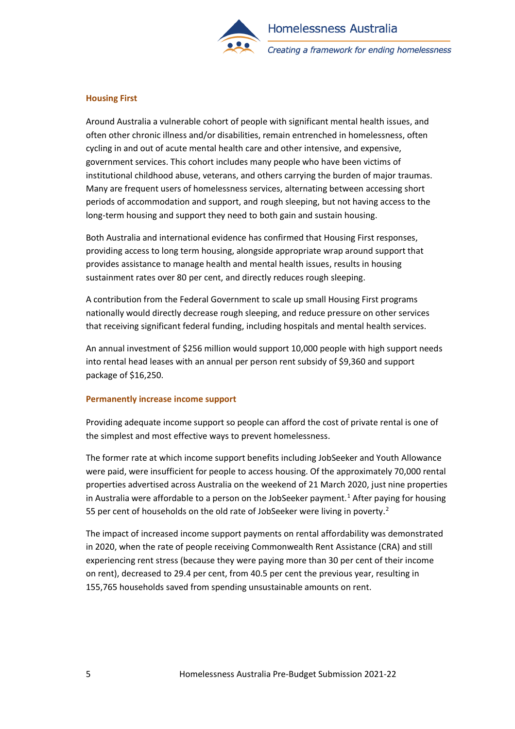## Housing First

Around Australia a vulnerable cohort of people with significant mental health issues, and often other chronic illness and/or disabilities, remain entrenched in homelessness, often cycling in and out of acute mental health care and other intensive, and expensive, government services. This cohort includes many people who have been victims of institutional childhood abuse, veterans, and others carrying the burden of major traumas. Many are frequent users of homelessness services, alternating between accessing short periods of accommodation and support, and rough sleeping, but not having access to the long-term housing and support they need to both gain and sustain housing.

Both Australia and international evidence has confirmed that Housing First responses, providing access to long term housing, alongside appropriate wrap around support that provides assistance to manage health and mental health issues, results in housing sustainment rates over 80 per cent, and directly reduces rough sleeping.

A contribution from the Federal Government to scale up small Housing First programs nationally would directly decrease rough sleeping, and reduce pressure on other services that receiving significant federal funding, including hospitals and mental health services.

An annual investment of $256 million would support 10,000 people with high support needs into rental head leases with an annual per person rent subsidy of $9,360 and support package of $16,250.

## Permanently increase income support

Providing adequate income support so people can afford the cost of private rental is one of the simplest and most effective ways to prevent homelessness.

The former rate at which income support benefits including JobSeeker and Youth Allowance were paid, were insufficient for people to access housing. Of the approximately 70,000 rental properties advertised across Australia on the weekend of 21 March 2020, just nine properties in Australia were affordable to a person on the JobSeeker payment.[1] After paying for housing 55 per cent of households on the old rate of JobSeeker were living in poverty.[2]

The impact of increased income support payments on rental affordability was demonstrated in 2020, when the rate of people receiving Commonwealth Rent Assistance (CRA) and still experiencing rent stress (because they were paying more than 30 per cent of their income on rent), decreased to 29.4 per cent, from 40.5 per cent the previous year, resulting in 155,765 households saved from spending unsustainable amounts on rent.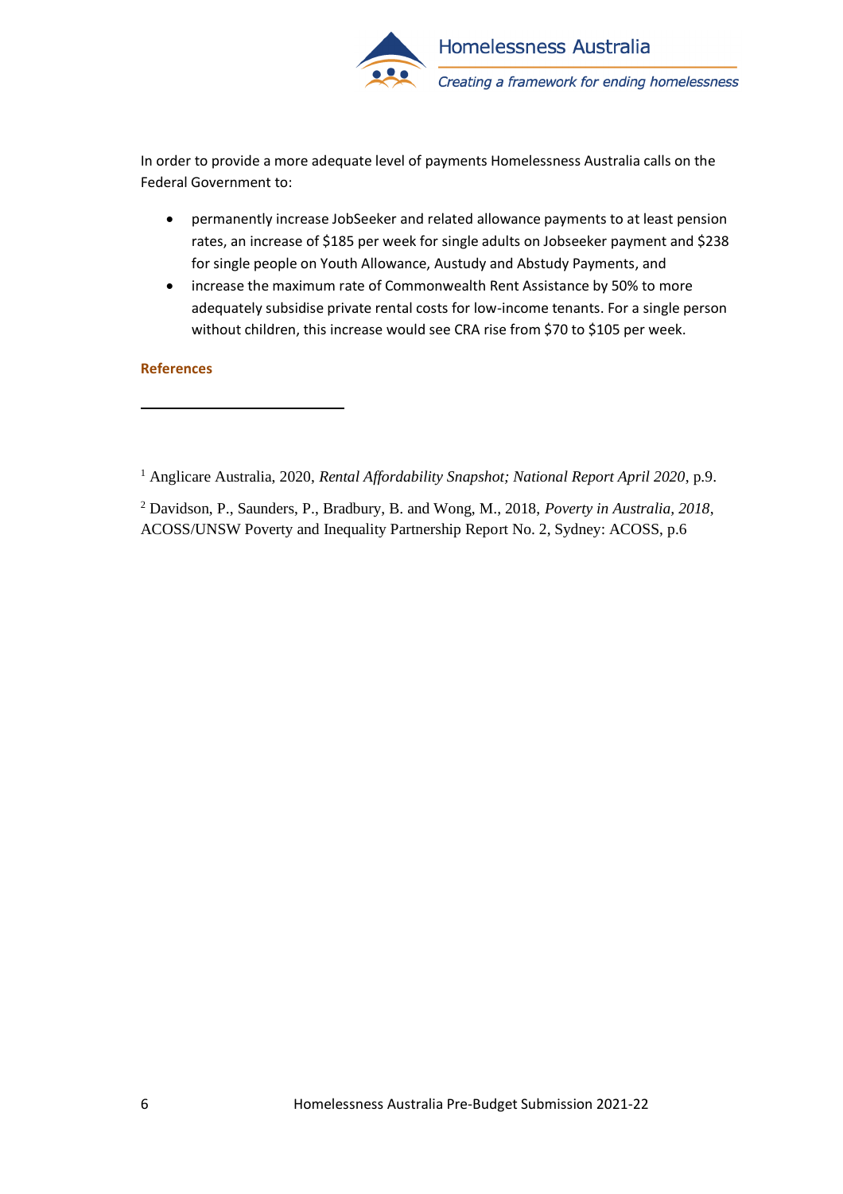In order to provide a more adequate level of payments Homelessness Australia calls on the Federal Government to:

- permanently increase JobSeeker and related allowance payments to at least pension rates, an increase of $185 per week for single adults on Jobseeker payment and $238 for single people on Youth Allowance, Austudy and Abstudy Payments, and
- increase the maximum rate of Commonwealth Rent Assistance by 50% to more adequately subsidise private rental costs for low-income tenants. For a single person without children, this increase would see CRA rise from $70 to $105 per week.

**References**

---

[1] Anglicare Australia, 2020, *Rental Affordability Snapshot; National Report April 2020*, p.9.

[2] Davidson, P., Saunders, P., Bradbury, B. and Wong, M., 2018, *Poverty in Australia, 2018*, ACOSS/UNSW Poverty and Inequality Partnership Report No. 2, Sydney: ACOSS, p.6